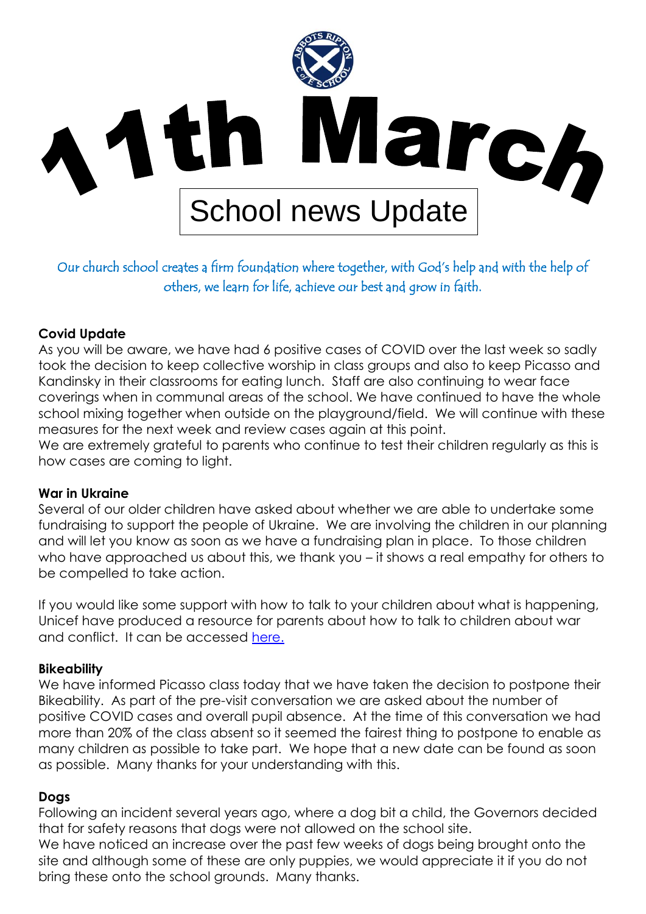# 11th March

## School news Update

*Our church school creates a firm foundation where together, with God's help and with the help of others, we learn for life, achieve our best and grow in faith.*

**Covid Update**

As you will be aware, we have had 6 positive cases of COVID over the last week so sadly took the decision to keep collective worship in class groups and also to keep Picasso and Kandinsky in their classrooms for eating lunch. Staff are also continuing to wear face coverings when in communal areas of the school. We have continued to have the whole school mixing together when outside on the playground/field. We will continue with these measures for the next week and review cases again at this point.

We are extremely grateful to parents who continue to test their children regularly as this is how cases are coming to light.

**War in Ukraine**

Several of our older children have asked about whether we are able to undertake some fundraising to support the people of Ukraine. We are involving the children in our planning and will let you know as soon as we have a fundraising plan in place. To those children who have approached us about this, we thank you – it shows a real empathy for others to be compelled to take action.

If you would like some support with how to talk to your children about what is happening, Unicef have produced a resource for parents about how to talk to children about war and conflict. It can be accessed here.

**Bikeability**

We have informed Picasso class today that we have taken the decision to postpone their Bikeability. As part of the pre-visit conversation we are asked about the number of positive COVID cases and overall pupil absence. At the time of this conversation we had more than 20% of the class absent so it seemed the fairest thing to postpone to enable as many children as possible to take part. We hope that a new date can be found as soon as possible. Many thanks for your understanding with this.

**Dogs**

Following an incident several years ago, where a dog bit a child, the Governors decided that for safety reasons that dogs were not allowed on the school site.

We have noticed an increase over the past few weeks of dogs being brought onto the site and although some of these are only puppies, we would appreciate it if you do not bring these onto the school grounds. Many thanks.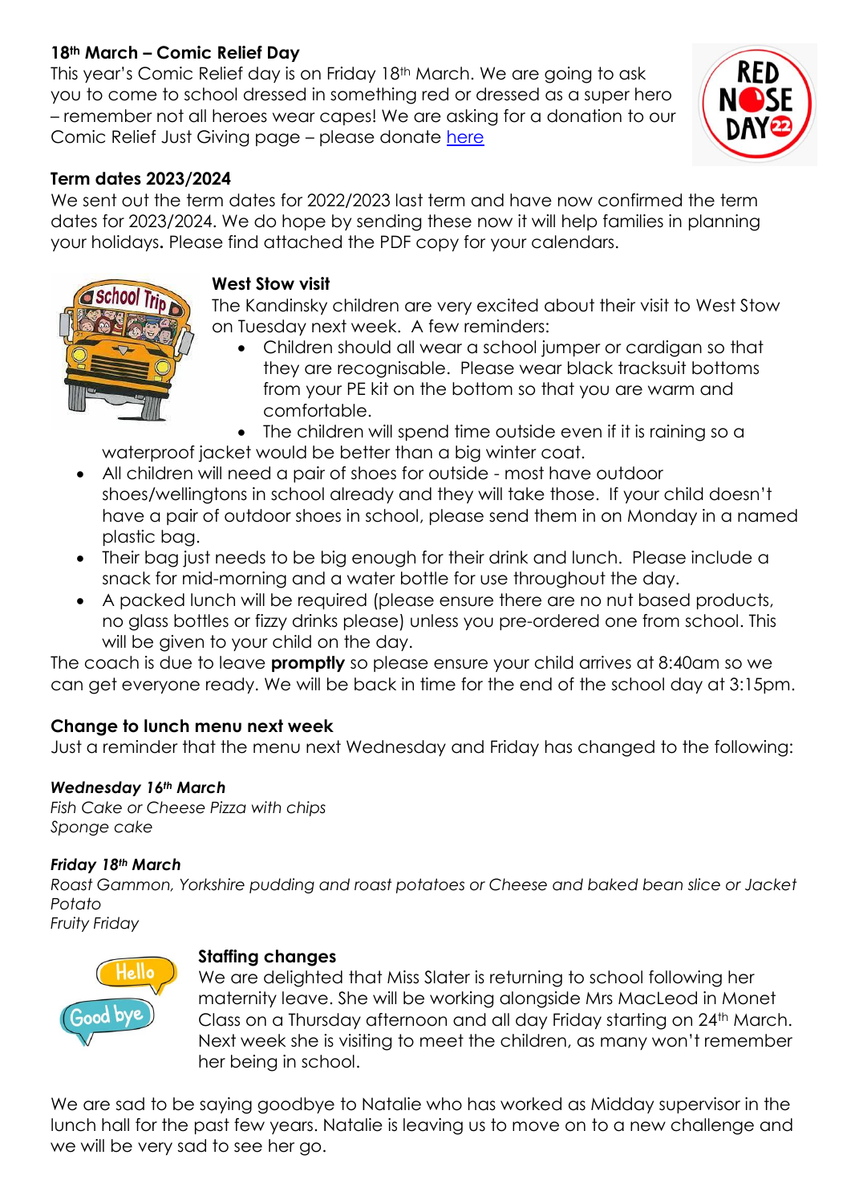**18th March – Comic Relief Day**

This year's Comic Relief day is on Friday 18th March. We are going to ask you to come to school dressed in something red or dressed as a super hero – remember not all heroes wear capes! We are asking for a donation to our Comic Relief Just Giving page – please donate here

**Term dates 2023/2024**

We sent out the term dates for 2022/2023 last term and have now confirmed the term dates for 2023/2024. We do hope by sending these now it will help families in planning your holidays. Please find attached the PDF copy for your calendars.

**West Stow visit**

The Kandinsky children are very excited about their visit to West Stow on Tuesday next week. A few reminders:

- Children should all wear a school jumper or cardigan so that they are recognisable. Please wear black tracksuit bottoms from your PE kit on the bottom so that you are warm and comfortable.
- The children will spend time outside even if it is raining so a waterproof jacket would be better than a big winter coat.
- All children will need a pair of shoes for outside - most have outdoor shoes/wellingtons in school already and they will take those. If your child doesn't have a pair of outdoor shoes in school, please send them in on Monday in a named plastic bag.
- Their bag just needs to be big enough for their drink and lunch. Please include a snack for mid-morning and a water bottle for use throughout the day.
- A packed lunch will be required (please ensure there are no nut based products, no glass bottles or fizzy drinks please) unless you pre-ordered one from school. This will be given to your child on the day.

The coach is due to leave **promptly** so please ensure your child arrives at 8:40am so we can get everyone ready. We will be back in time for the end of the school day at 3:15pm.

**Change to lunch menu next week**

Just a reminder that the menu next Wednesday and Friday has changed to the following:

***Wednesday 16th March***

*Fish Cake or Cheese Pizza with chips*
*Sponge cake*

***Friday 18th March***

*Roast Gammon, Yorkshire pudding and roast potatoes or Cheese and baked bean slice or Jacket Potato*
*Fruity Friday*

**Staffing changes**

We are delighted that Miss Slater is returning to school following her maternity leave. She will be working alongside Mrs MacLeod in Monet Class on a Thursday afternoon and all day Friday starting on 24th March. Next week she is visiting to meet the children, as many won't remember her being in school.

We are sad to be saying goodbye to Natalie who has worked as Midday supervisor in the lunch hall for the past few years. Natalie is leaving us to move on to a new challenge and we will be very sad to see her go.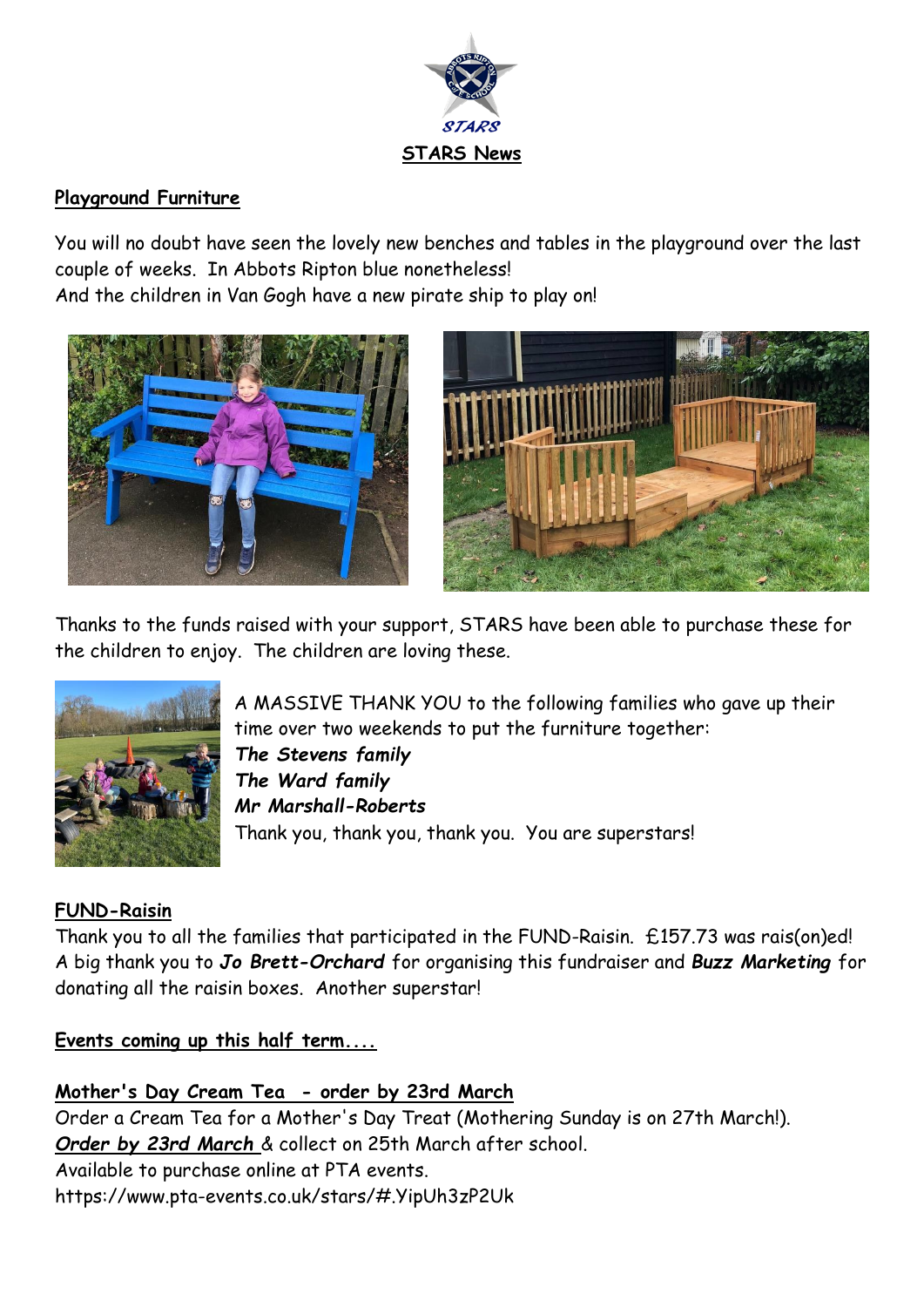# STARS News

## Playground Furniture

You will no doubt have seen the lovely new benches and tables in the playground over the last couple of weeks. In Abbots Ripton blue nonetheless!
And the children in Van Gogh have a new pirate ship to play on!

Thanks to the funds raised with your support, STARS have been able to purchase these for the children to enjoy. The children are loving these.

A MASSIVE THANK YOU to the following families who gave up their time over two weekends to put the furniture together:
***The Stevens family***
***The Ward family***
***Mr Marshall-Roberts***
Thank you, thank you, thank you. You are superstars!

## FUND-Raisin

Thank you to all the families that participated in the FUND-Raisin. £157.73 was rais(on)ed!
A big thank you to ***Jo Brett-Orchard*** for organising this fundraiser and ***Buzz Marketing*** for donating all the raisin boxes. Another superstar!

## Events coming up this half term....

### *Mother's Day Cream Tea - order by 23rd March*

Order a Cream Tea for a Mother's Day Treat (Mothering Sunday is on 27th March!).
***Order by 23rd March*** & collect on 25th March after school.
Available to purchase online at PTA events.
https://www.pta-events.co.uk/stars/#.YipUh3zP2Uk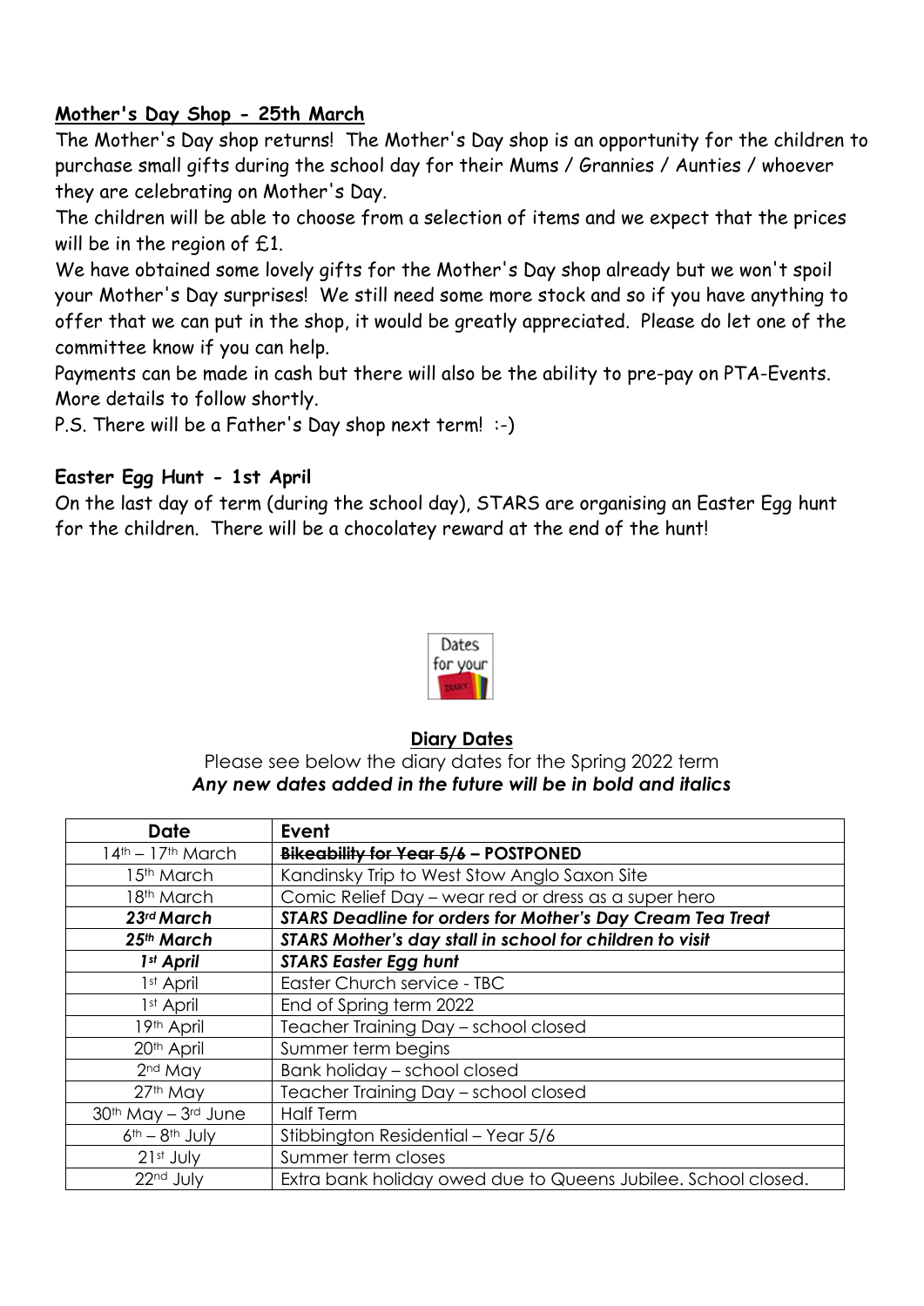**Mother's Day Shop - 25th March**

The Mother's Day shop returns! The Mother's Day shop is an opportunity for the children to purchase small gifts during the school day for their Mums / Grannies / Aunties / whoever they are celebrating on Mother's Day.

The children will be able to choose from a selection of items and we expect that the prices will be in the region of £1.

We have obtained some lovely gifts for the Mother's Day shop already but we won't spoil your Mother's Day surprises! We still need some more stock and so if you have anything to offer that we can put in the shop, it would be greatly appreciated. Please do let one of the committee know if you can help.

Payments can be made in cash but there will also be the ability to pre-pay on PTA-Events. More details to follow shortly.

P.S. There will be a Father's Day shop next term! :-)

**Easter Egg Hunt - 1st April**

On the last day of term (during the school day), STARS are organising an Easter Egg hunt for the children. There will be a chocolatey reward at the end of the hunt!

**Diary Dates**

Please see below the diary dates for the Spring 2022 term

***Any new dates added in the future will be in bold and italics***

| Date | Event |
|---|---|
| 14th – 17th March | ~~**Bikeability for Year 5/6**~~ **– POSTPONED** |
| 15th March | Kandinsky Trip to West Stow Anglo Saxon Site |
| 18th March | Comic Relief Day – wear red or dress as a super hero |
| ***23rd March*** | ***STARS Deadline for orders for Mother's Day Cream Tea Treat*** |
| ***25th March*** | ***STARS Mother's day stall in school for children to visit*** |
| ***1st April*** | ***STARS Easter Egg hunt*** |
| 1st April | Easter Church service - TBC |
| 1st April | End of Spring term 2022 |
| 19th April | Teacher Training Day – school closed |
| 20th April | Summer term begins |
| 2nd May | Bank holiday – school closed |
| 27th May | Teacher Training Day – school closed |
| 30th May – 3rd June | Half Term |
| 6th – 8th July | Stibbington Residential – Year 5/6 |
| 21st July | Summer term closes |
| 22nd July | Extra bank holiday owed due to Queens Jubilee. School closed. |